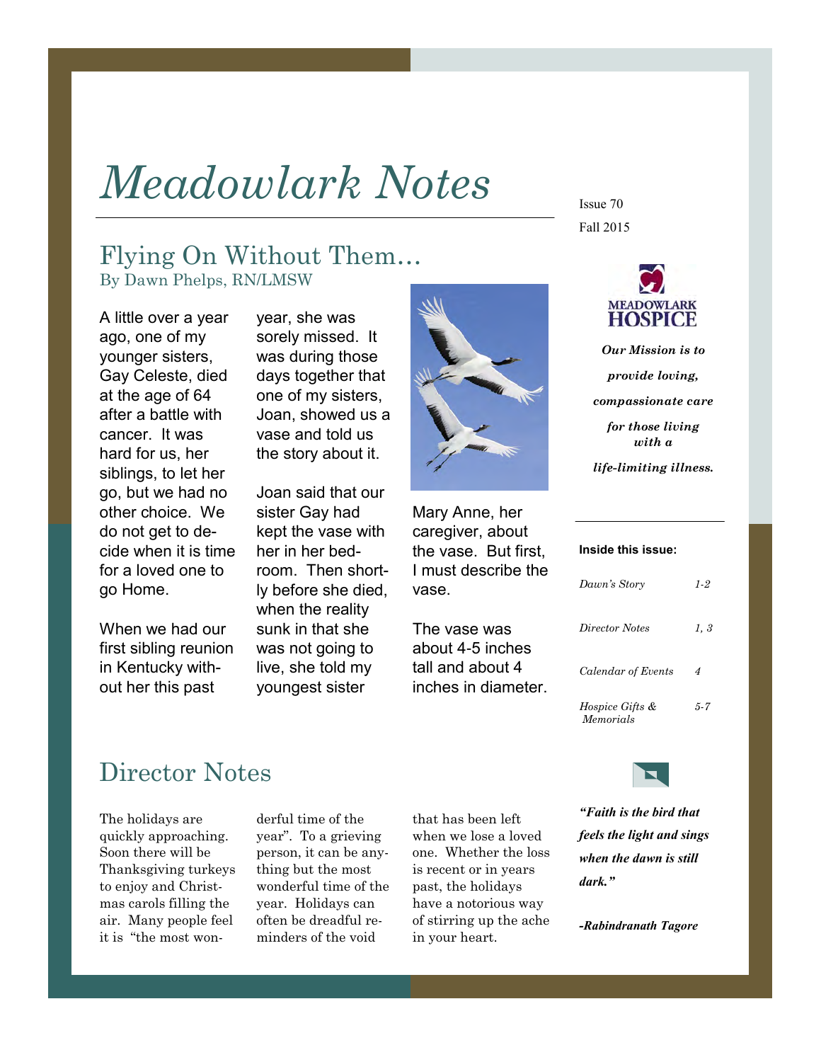# Meadowlark Notes

Issue 70

Fall 2015

## Flying On Without Them…

By Dawn Phelps, RN/LMSW

A little over a year ago, one of my younger sisters, Gay Celeste, died at the age of 64 after a battle with cancer. It was hard for us, her siblings, to let her go, but we had no other choice. We do not get to decide when it is time for a loved one to go Home.

When we had our first sibling reunion in Kentucky without her this past year, she was sorely missed. It was during those days together that one of my sisters, Joan, showed us a vase and told us the story about it.

Joan said that our sister Gay had kept the vase with her in her bedroom. Then shortly before she died, when the reality sunk in that she was not going to live, she told my youngest sister Mary Anne, her caregiver, about the vase. But first, I must describe the vase.

The vase was about 4-5 inches tall and about 4 inches in diameter.

MEADOWLARK HOSPICE

***Our Mission is to provide loving, compassionate care for those living with a life-limiting illness.***

**Inside this issue:**

| | |
|---|---|
| *Dawn's Story* | *1-2* |
| *Director Notes* | *1, 3* |
| *Calendar of Events* | *4* |
| *Hospice Gifts & Memorials* | *5-7* |

## Director Notes

The holidays are quickly approaching. Soon there will be Thanksgiving turkeys to enjoy and Christmas carols filling the air. Many people feel it is "the most wonderful time of the year". To a grieving person, it can be anything but the most wonderful time of the year. Holidays can often be dreadful reminders of the void that has been left when we lose a loved one. Whether the loss is recent or in years past, the holidays have a notorious way of stirring up the ache in your heart.

***"Faith is the bird that feels the light and sings when the dawn is still dark."***

***-Rabindranath Tagore***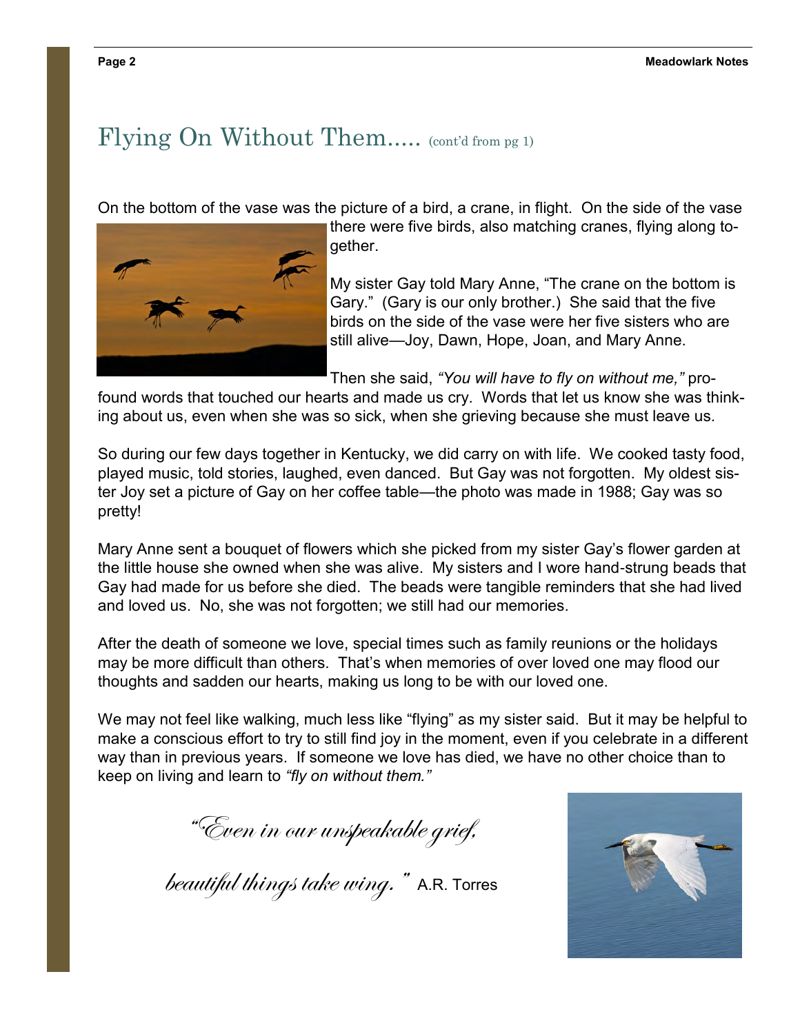# Flying On Without Them..... (cont'd from pg 1)

On the bottom of the vase was the picture of a bird, a crane, in flight. On the side of the vase there were five birds, also matching cranes, flying along together.

My sister Gay told Mary Anne, "The crane on the bottom is Gary." (Gary is our only brother.) She said that the five birds on the side of the vase were her five sisters who are still alive—Joy, Dawn, Hope, Joan, and Mary Anne.

Then she said, *"You will have to fly on without me,"* profound words that touched our hearts and made us cry. Words that let us know she was thinking about us, even when she was so sick, when she grieving because she must leave us.

So during our few days together in Kentucky, we did carry on with life. We cooked tasty food, played music, told stories, laughed, even danced. But Gay was not forgotten. My oldest sister Joy set a picture of Gay on her coffee table—the photo was made in 1988; Gay was so pretty!

Mary Anne sent a bouquet of flowers which she picked from my sister Gay's flower garden at the little house she owned when she was alive. My sisters and I wore hand-strung beads that Gay had made for us before she died. The beads were tangible reminders that she had lived and loved us. No, she was not forgotten; we still had our memories.

After the death of someone we love, special times such as family reunions or the holidays may be more difficult than others. That's when memories of over loved one may flood our thoughts and sadden our hearts, making us long to be with our loved one.

We may not feel like walking, much less like "flying" as my sister said. But it may be helpful to make a conscious effort to try to still find joy in the moment, even if you celebrate in a different way than in previous years. If someone we love has died, we have no other choice than to keep on living and learn to *"fly on without them."*

*"Even in our unspeakable grief, beautiful things take wing."* A.R. Torres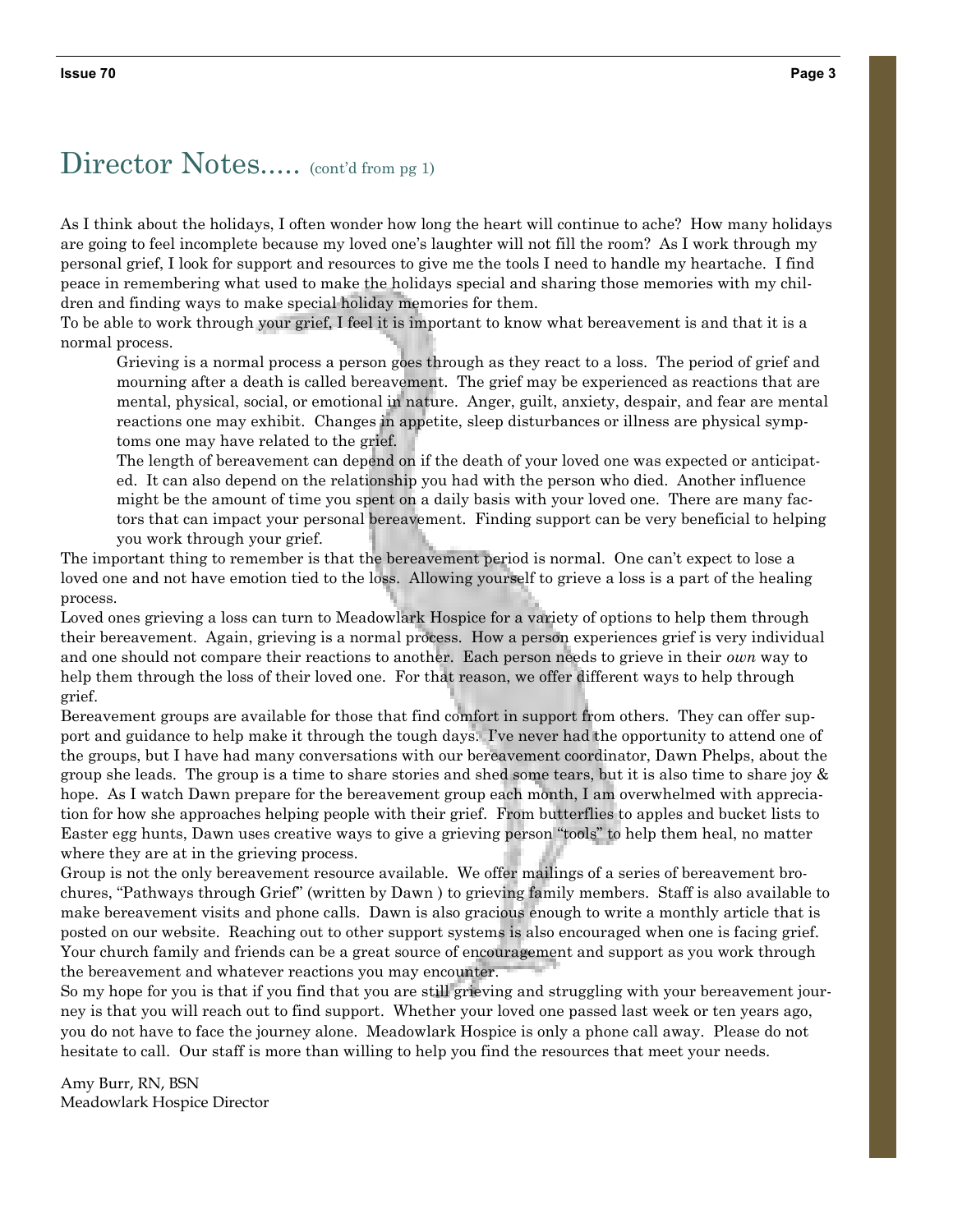# Director Notes..... (cont'd from pg 1)

As I think about the holidays, I often wonder how long the heart will continue to ache? How many holidays are going to feel incomplete because my loved one's laughter will not fill the room? As I work through my personal grief, I look for support and resources to give me the tools I need to handle my heartache. I find peace in remembering what used to make the holidays special and sharing those memories with my children and finding ways to make special holiday memories for them.

To be able to work through your grief, I feel it is important to know what bereavement is and that it is a normal process.

> Grieving is a normal process a person goes through as they react to a loss. The period of grief and mourning after a death is called bereavement. The grief may be experienced as reactions that are mental, physical, social, or emotional in nature. Anger, guilt, anxiety, despair, and fear are mental reactions one may exhibit. Changes in appetite, sleep disturbances or illness are physical symptoms one may have related to the grief.
>
> The length of bereavement can depend on if the death of your loved one was expected or anticipated. It can also depend on the relationship you had with the person who died. Another influence might be the amount of time you spent on a daily basis with your loved one. There are many factors that can impact your personal bereavement. Finding support can be very beneficial to helping you work through your grief.

The important thing to remember is that the bereavement period is normal. One can't expect to lose a loved one and not have emotion tied to the loss. Allowing yourself to grieve a loss is a part of the healing process.

Loved ones grieving a loss can turn to Meadowlark Hospice for a variety of options to help them through their bereavement. Again, grieving is a normal process. How a person experiences grief is very individual and one should not compare their reactions to another. Each person needs to grieve in their *own* way to help them through the loss of their loved one. For that reason, we offer different ways to help through grief.

Bereavement groups are available for those that find comfort in support from others. They can offer support and guidance to help make it through the tough days. I've never had the opportunity to attend one of the groups, but I have had many conversations with our bereavement coordinator, Dawn Phelps, about the group she leads. The group is a time to share stories and shed some tears, but it is also time to share joy & hope. As I watch Dawn prepare for the bereavement group each month, I am overwhelmed with appreciation for how she approaches helping people with their grief. From butterflies to apples and bucket lists to Easter egg hunts, Dawn uses creative ways to give a grieving person "tools" to help them heal, no matter where they are at in the grieving process.

Group is not the only bereavement resource available. We offer mailings of a series of bereavement brochures, "Pathways through Grief" (written by Dawn ) to grieving family members. Staff is also available to make bereavement visits and phone calls. Dawn is also gracious enough to write a monthly article that is posted on our website. Reaching out to other support systems is also encouraged when one is facing grief. Your church family and friends can be a great source of encouragement and support as you work through the bereavement and whatever reactions you may encounter.

So my hope for you is that if you find that you are still grieving and struggling with your bereavement journey is that you will reach out to find support. Whether your loved one passed last week or ten years ago, you do not have to face the journey alone. Meadowlark Hospice is only a phone call away. Please do not hesitate to call. Our staff is more than willing to help you find the resources that meet your needs.

Amy Burr, RN, BSN
Meadowlark Hospice Director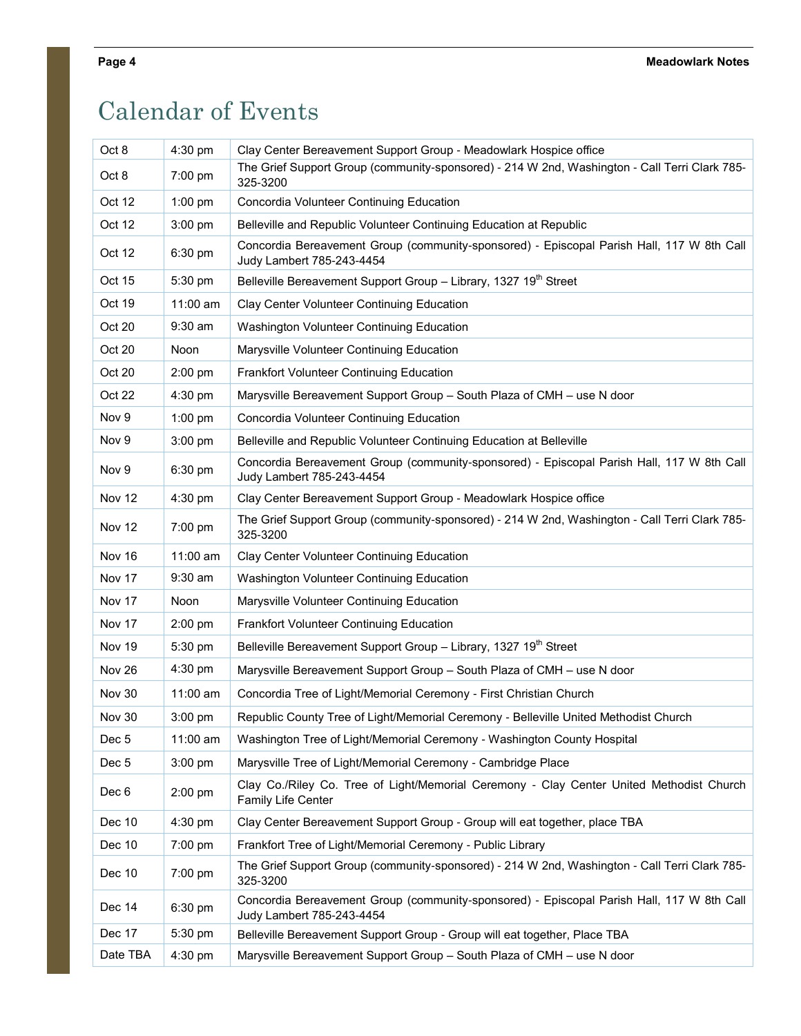# Calendar of Events

| | | |
|---|---|---|
| Oct 8 | 4:30 pm | Clay Center Bereavement Support Group - Meadowlark Hospice office |
| Oct 8 | 7:00 pm | The Grief Support Group (community-sponsored) - 214 W 2nd, Washington - Call Terri Clark 785-325-3200 |
| Oct 12 | 1:00 pm | Concordia Volunteer Continuing Education |
| Oct 12 | 3:00 pm | Belleville and Republic Volunteer Continuing Education at Republic |
| Oct 12 | 6:30 pm | Concordia Bereavement Group (community-sponsored) - Episcopal Parish Hall, 117 W 8th Call Judy Lambert 785-243-4454 |
| Oct 15 | 5:30 pm | Belleville Bereavement Support Group – Library, 1327 19th Street |
| Oct 19 | 11:00 am | Clay Center Volunteer Continuing Education |
| Oct 20 | 9:30 am | Washington Volunteer Continuing Education |
| Oct 20 | Noon | Marysville Volunteer Continuing Education |
| Oct 20 | 2:00 pm | Frankfort Volunteer Continuing Education |
| Oct 22 | 4:30 pm | Marysville Bereavement Support Group – South Plaza of CMH – use N door |
| Nov 9 | 1:00 pm | Concordia Volunteer Continuing Education |
| Nov 9 | 3:00 pm | Belleville and Republic Volunteer Continuing Education at Belleville |
| Nov 9 | 6:30 pm | Concordia Bereavement Group (community-sponsored) - Episcopal Parish Hall, 117 W 8th Call Judy Lambert 785-243-4454 |
| Nov 12 | 4:30 pm | Clay Center Bereavement Support Group - Meadowlark Hospice office |
| Nov 12 | 7:00 pm | The Grief Support Group (community-sponsored) - 214 W 2nd, Washington - Call Terri Clark 785-325-3200 |
| Nov 16 | 11:00 am | Clay Center Volunteer Continuing Education |
| Nov 17 | 9:30 am | Washington Volunteer Continuing Education |
| Nov 17 | Noon | Marysville Volunteer Continuing Education |
| Nov 17 | 2:00 pm | Frankfort Volunteer Continuing Education |
| Nov 19 | 5:30 pm | Belleville Bereavement Support Group – Library, 1327 19th Street |
| Nov 26 | 4:30 pm | Marysville Bereavement Support Group – South Plaza of CMH – use N door |
| Nov 30 | 11:00 am | Concordia Tree of Light/Memorial Ceremony - First Christian Church |
| Nov 30 | 3:00 pm | Republic County Tree of Light/Memorial Ceremony - Belleville United Methodist Church |
| Dec 5 | 11:00 am | Washington Tree of Light/Memorial Ceremony - Washington County Hospital |
| Dec 5 | 3:00 pm | Marysville Tree of Light/Memorial Ceremony - Cambridge Place |
| Dec 6 | 2:00 pm | Clay Co./Riley Co. Tree of Light/Memorial Ceremony - Clay Center United Methodist Church Family Life Center |
| Dec 10 | 4:30 pm | Clay Center Bereavement Support Group - Group will eat together, place TBA |
| Dec 10 | 7:00 pm | Frankfort Tree of Light/Memorial Ceremony - Public Library |
| Dec 10 | 7:00 pm | The Grief Support Group (community-sponsored) - 214 W 2nd, Washington - Call Terri Clark 785-325-3200 |
| Dec 14 | 6:30 pm | Concordia Bereavement Group (community-sponsored) - Episcopal Parish Hall, 117 W 8th Call Judy Lambert 785-243-4454 |
| Dec 17 | 5:30 pm | Belleville Bereavement Support Group - Group will eat together, Place TBA |
| Date TBA | 4:30 pm | Marysville Bereavement Support Group – South Plaza of CMH – use N door |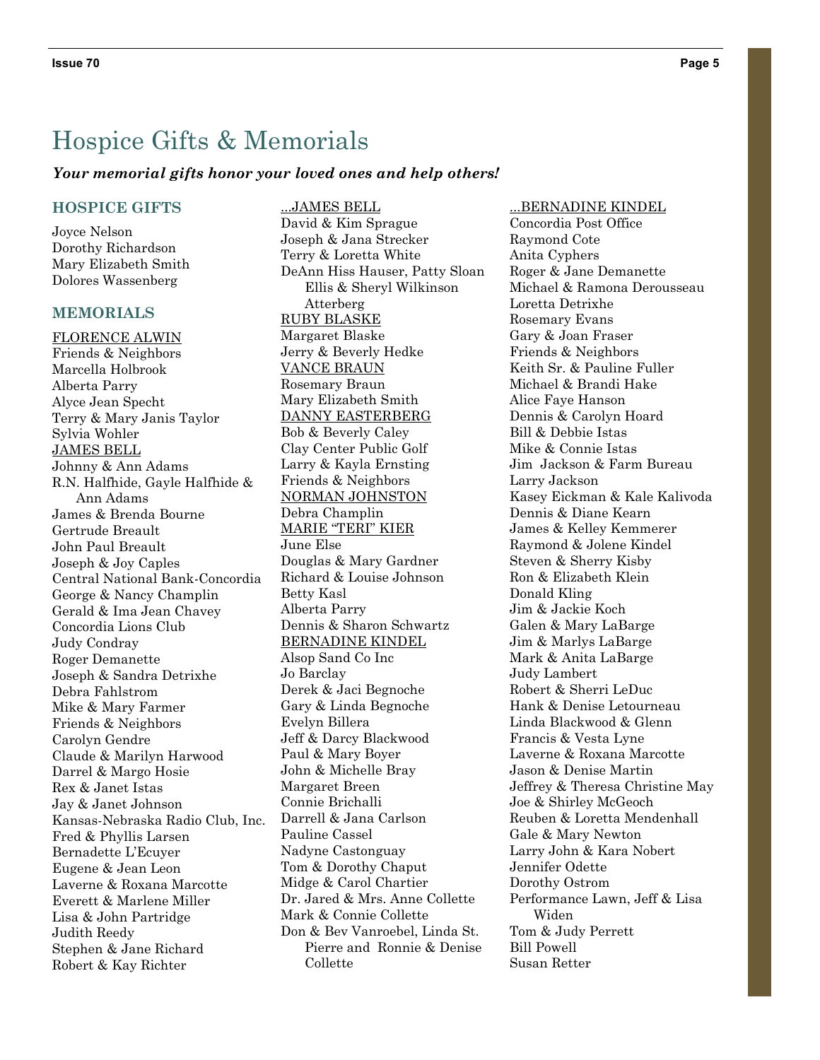# Hospice Gifts & Memorials

***Your memorial gifts honor your loved ones and help others!***

## HOSPICE GIFTS

Joyce Nelson
Dorothy Richardson
Mary Elizabeth Smith
Dolores Wassenberg

## MEMORIALS

FLORENCE ALWIN
Friends & Neighbors
Marcella Holbrook
Alberta Parry
Alyce Jean Specht
Terry & Mary Janis Taylor
Sylvia Wohler

JAMES BELL
Johnny & Ann Adams
R.N. Halfhide, Gayle Halfhide & Ann Adams
James & Brenda Bourne
Gertrude Breault
John Paul Breault
Joseph & Joy Caples
Central National Bank-Concordia
George & Nancy Champlin
Gerald & Ima Jean Chavey
Concordia Lions Club
Judy Condray
Roger Demanette
Joseph & Sandra Detrixhe
Debra Fahlstrom
Mike & Mary Farmer
Friends & Neighbors
Carolyn Gendre
Claude & Marilyn Harwood
Darrel & Margo Hosie
Rex & Janet Istas
Jay & Janet Johnson
Kansas-Nebraska Radio Club, Inc.
Fred & Phyllis Larsen
Bernadette L'Ecuyer
Eugene & Jean Leon
Laverne & Roxana Marcotte
Everett & Marlene Miller
Lisa & John Partridge
Judith Reedy
Stephen & Jane Richard
Robert & Kay Richter

...JAMES BELL
David & Kim Sprague
Joseph & Jana Strecker
Terry & Loretta White
DeAnn Hiss Hauser, Patty Sloan Ellis & Sheryl Wilkinson Atterberg

RUBY BLASKE
Margaret Blaske
Jerry & Beverly Hedke

VANCE BRAUN
Rosemary Braun
Mary Elizabeth Smith

DANNY EASTERBERG
Bob & Beverly Caley
Clay Center Public Golf
Larry & Kayla Ernsting
Friends & Neighbors

NORMAN JOHNSTON
Debra Champlin

MARIE "TERI" KIER
June Else
Douglas & Mary Gardner
Richard & Louise Johnson
Betty Kasl
Alberta Parry
Dennis & Sharon Schwartz

BERNADINE KINDEL
Alsop Sand Co Inc
Jo Barclay
Derek & Jaci Begnoche
Gary & Linda Begnoche
Evelyn Billera
Jeff & Darcy Blackwood
Paul & Mary Boyer
John & Michelle Bray
Margaret Breen
Connie Brichalli
Darrell & Jana Carlson
Pauline Cassel
Nadyne Castonguay
Tom & Dorothy Chaput
Midge & Carol Chartier
Dr. Jared & Mrs. Anne Collette
Mark & Connie Collette
Don & Bev Vanroebel, Linda St. Pierre and Ronnie & Denise Collette

...BERNADINE KINDEL
Concordia Post Office
Raymond Cote
Anita Cyphers
Roger & Jane Demanette
Michael & Ramona Derousseau
Loretta Detrixhe
Rosemary Evans
Gary & Joan Fraser
Friends & Neighbors
Keith Sr. & Pauline Fuller
Michael & Brandi Hake
Alice Faye Hanson
Dennis & Carolyn Hoard
Bill & Debbie Istas
Mike & Connie Istas
Jim Jackson & Farm Bureau
Larry Jackson
Kasey Eickman & Kale Kalivoda
Dennis & Diane Kearn
James & Kelley Kemmerer
Raymond & Jolene Kindel
Steven & Sherry Kisby
Ron & Elizabeth Klein
Donald Kling
Jim & Jackie Koch
Galen & Mary LaBarge
Jim & Marlys LaBarge
Mark & Anita LaBarge
Judy Lambert
Robert & Sherri LeDuc
Hank & Denise Letourneau
Linda Blackwood & Glenn
Francis & Vesta Lyne
Laverne & Roxana Marcotte
Jason & Denise Martin
Jeffrey & Theresa Christine May
Joe & Shirley McGeoch
Reuben & Loretta Mendenhall
Gale & Mary Newton
Larry John & Kara Nobert
Jennifer Odette
Dorothy Ostrom
Performance Lawn, Jeff & Lisa Widen
Tom & Judy Perrett
Bill Powell
Susan Retter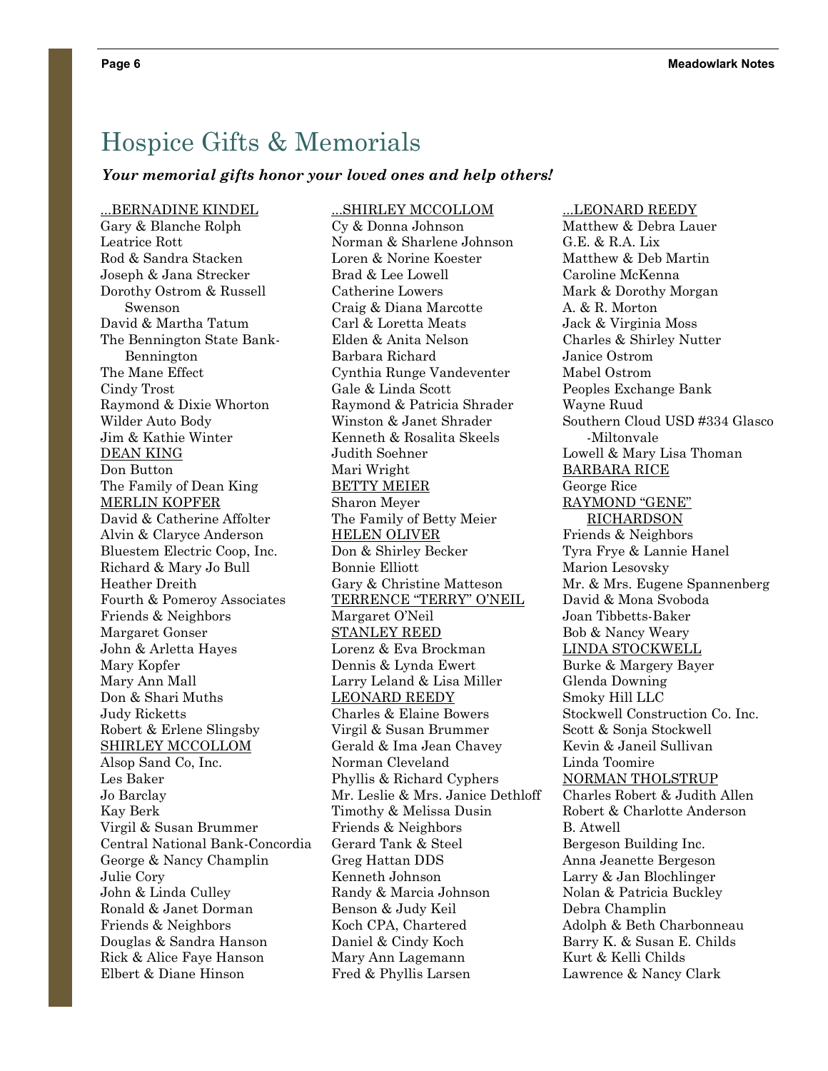# Hospice Gifts & Memorials

***Your memorial gifts honor your loved ones and help others!***

...BERNADINE KINDEL
Gary & Blanche Rolph
Leatrice Rott
Rod & Sandra Stacken
Joseph & Jana Strecker
Dorothy Ostrom & Russell Swenson
David & Martha Tatum
The Bennington State Bank-Bennington
The Mane Effect
Cindy Trost
Raymond & Dixie Whorton
Wilder Auto Body
Jim & Kathie Winter

DEAN KING
Don Button
The Family of Dean King

MERLIN KOPFER
David & Catherine Affolter
Alvin & Claryce Anderson
Bluestem Electric Coop, Inc.
Richard & Mary Jo Bull
Heather Dreith
Fourth & Pomeroy Associates
Friends & Neighbors
Margaret Gonser
John & Arletta Hayes
Mary Kopfer
Mary Ann Mall
Don & Shari Muths
Judy Ricketts
Robert & Erlene Slingsby

SHIRLEY MCCOLLOM
Alsop Sand Co, Inc.
Les Baker
Jo Barclay
Kay Berk
Virgil & Susan Brummer
Central National Bank-Concordia
George & Nancy Champlin
Julie Cory
John & Linda Culley
Ronald & Janet Dorman
Friends & Neighbors
Douglas & Sandra Hanson
Rick & Alice Faye Hanson
Elbert & Diane Hinson

...SHIRLEY MCCOLLOM
Cy & Donna Johnson
Norman & Sharlene Johnson
Loren & Norine Koester
Brad & Lee Lowell
Catherine Lowers
Craig & Diana Marcotte
Carl & Loretta Meats
Elden & Anita Nelson
Barbara Richard
Cynthia Runge Vandeventer
Gale & Linda Scott
Raymond & Patricia Shrader
Winston & Janet Shrader
Kenneth & Rosalita Skeels
Judith Soehner
Mari Wright

BETTY MEIER
Sharon Meyer
The Family of Betty Meier

HELEN OLIVER
Don & Shirley Becker
Bonnie Elliott
Gary & Christine Matteson

TERRENCE "TERRY" O'NEIL
Margaret O'Neil

STANLEY REED
Lorenz & Eva Brockman
Dennis & Lynda Ewert
Larry Leland & Lisa Miller

LEONARD REEDY
Charles & Elaine Bowers
Virgil & Susan Brummer
Gerald & Ima Jean Chavey
Norman Cleveland
Phyllis & Richard Cyphers
Mr. Leslie & Mrs. Janice Dethloff
Timothy & Melissa Dusin
Friends & Neighbors
Gerard Tank & Steel
Greg Hattan DDS
Kenneth Johnson
Randy & Marcia Johnson
Benson & Judy Keil
Koch CPA, Chartered
Daniel & Cindy Koch
Mary Ann Lagemann
Fred & Phyllis Larsen

...LEONARD REEDY
Matthew & Debra Lauer
G.E. & R.A. Lix
Matthew & Deb Martin
Caroline McKenna
Mark & Dorothy Morgan
A. & R. Morton
Jack & Virginia Moss
Charles & Shirley Nutter
Janice Ostrom
Mabel Ostrom
Peoples Exchange Bank
Wayne Ruud
Southern Cloud USD #334 Glasco-Miltonvale
Lowell & Mary Lisa Thoman

BARBARA RICE
George Rice

RAYMOND "GENE" RICHARDSON
Friends & Neighbors
Tyra Frye & Lannie Hanel
Marion Lesovsky
Mr. & Mrs. Eugene Spannenberg
David & Mona Svoboda
Joan Tibbetts-Baker
Bob & Nancy Weary

LINDA STOCKWELL
Burke & Margery Bayer
Glenda Downing
Smoky Hill LLC
Stockwell Construction Co. Inc.
Scott & Sonja Stockwell
Kevin & Janeil Sullivan
Linda Toomire

NORMAN THOLSTRUP
Charles Robert & Judith Allen
Robert & Charlotte Anderson
B. Atwell
Bergeson Building Inc.
Anna Jeanette Bergeson
Larry & Jan Blochlinger
Nolan & Patricia Buckley
Debra Champlin
Adolph & Beth Charbonneau
Barry K. & Susan E. Childs
Kurt & Kelli Childs
Lawrence & Nancy Clark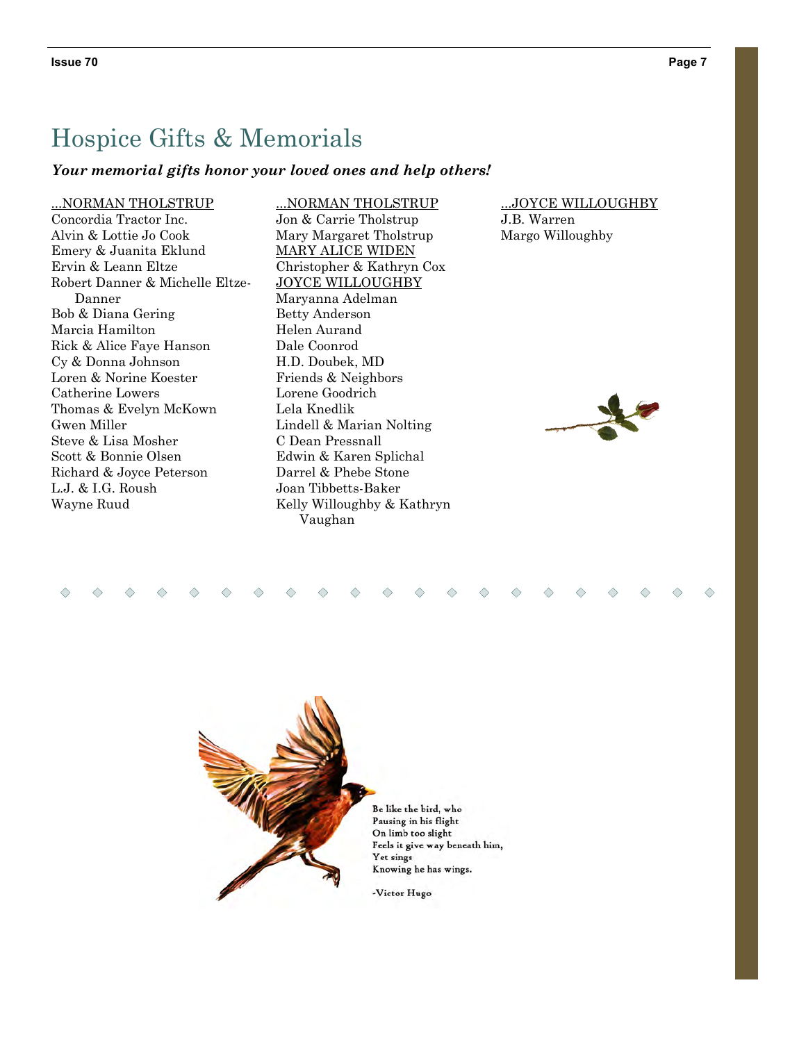# Hospice Gifts & Memorials

***Your memorial gifts honor your loved ones and help others!***

...NORMAN THOLSTRUP
Concordia Tractor Inc.
Alvin & Lottie Jo Cook
Emery & Juanita Eklund
Ervin & Leann Eltze
Robert Danner & Michelle Eltze-Danner
Bob & Diana Gering
Marcia Hamilton
Rick & Alice Faye Hanson
Cy & Donna Johnson
Loren & Norine Koester
Catherine Lowers
Thomas & Evelyn McKown
Gwen Miller
Steve & Lisa Mosher
Scott & Bonnie Olsen
Richard & Joyce Peterson
L.J. & I.G. Roush
Wayne Ruud

...NORMAN THOLSTRUP
Jon & Carrie Tholstrup
Mary Margaret Tholstrup

MARY ALICE WIDEN
Christopher & Kathryn Cox

JOYCE WILLOUGHBY
Maryanna Adelman
Betty Anderson
Helen Aurand
Dale Coonrod
H.D. Doubek, MD
Friends & Neighbors
Lorene Goodrich
Lela Knedlik
Lindell & Marian Nolting
C Dean Pressnall
Edwin & Karen Splichal
Darrel & Phebe Stone
Joan Tibbetts-Baker
Kelly Willoughby & Kathryn Vaughan

...JOYCE WILLOUGHBY
J.B. Warren
Margo Willoughby

Be like the bird, who
Pausing in his flight
On limb too slight
Feels it give way beneath him,
Yet sings
Knowing he has wings.

-Victor Hugo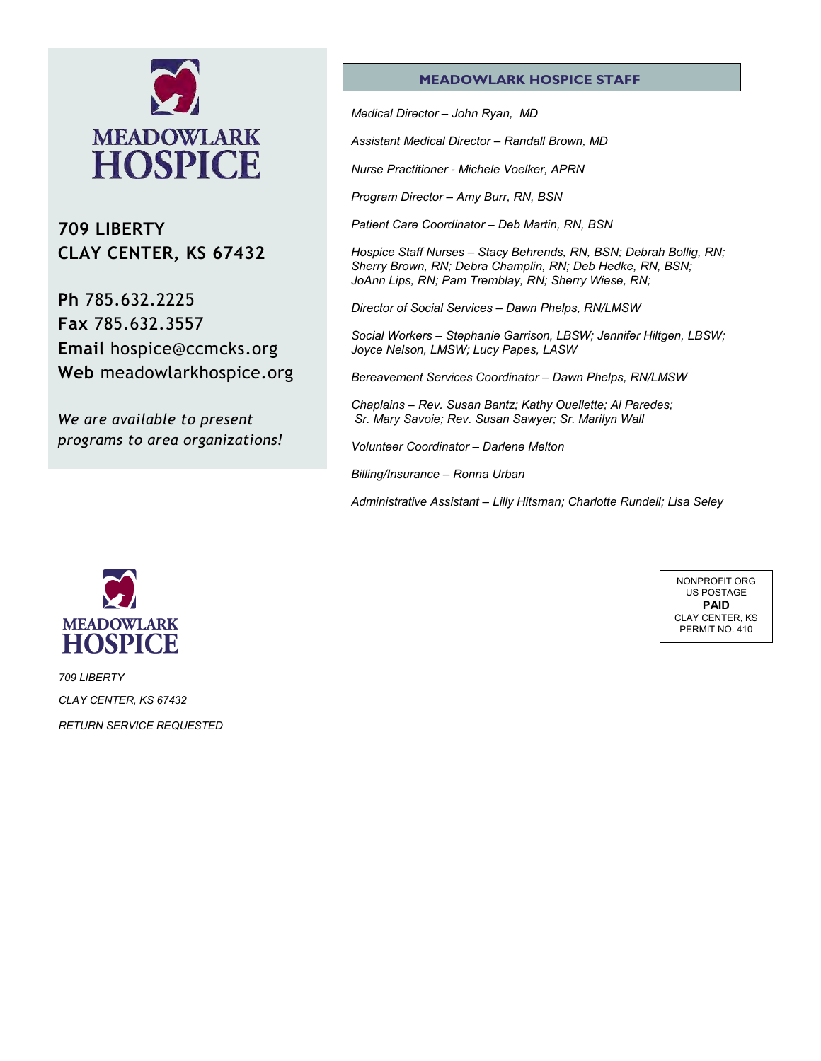MEADOWLARK HOSPICE

**709 LIBERTY**
**CLAY CENTER, KS 67432**

**Ph** 785.632.2225
**Fax** 785.632.3557
**Email** hospice@ccmcks.org
**Web** meadowlarkhospice.org

*We are available to present programs to area organizations!*

## MEADOWLARK HOSPICE STAFF

*Medical Director – John Ryan, MD*

*Assistant Medical Director – Randall Brown, MD*

*Nurse Practitioner - Michele Voelker, APRN*

*Program Director – Amy Burr, RN, BSN*

*Patient Care Coordinator – Deb Martin, RN, BSN*

*Hospice Staff Nurses – Stacy Behrends, RN, BSN; Debrah Bollig, RN; Sherry Brown, RN; Debra Champlin, RN; Deb Hedke, RN, BSN; JoAnn Lips, RN; Pam Tremblay, RN; Sherry Wiese, RN;*

*Director of Social Services – Dawn Phelps, RN/LMSW*

*Social Workers – Stephanie Garrison, LBSW; Jennifer Hiltgen, LBSW; Joyce Nelson, LMSW; Lucy Papes, LASW*

*Bereavement Services Coordinator – Dawn Phelps, RN/LMSW*

*Chaplains – Rev. Susan Bantz; Kathy Ouellette; Al Paredes; Sr. Mary Savoie; Rev. Susan Sawyer; Sr. Marilyn Wall*

*Volunteer Coordinator – Darlene Melton*

*Billing/Insurance – Ronna Urban*

*Administrative Assistant – Lilly Hitsman; Charlotte Rundell; Lisa Seley*

MEADOWLARK HOSPICE

*709 LIBERTY*

*CLAY CENTER, KS 67432*

*RETURN SERVICE REQUESTED*

NONPROFIT ORG
US POSTAGE
**PAID**
CLAY CENTER, KS
PERMIT NO. 410